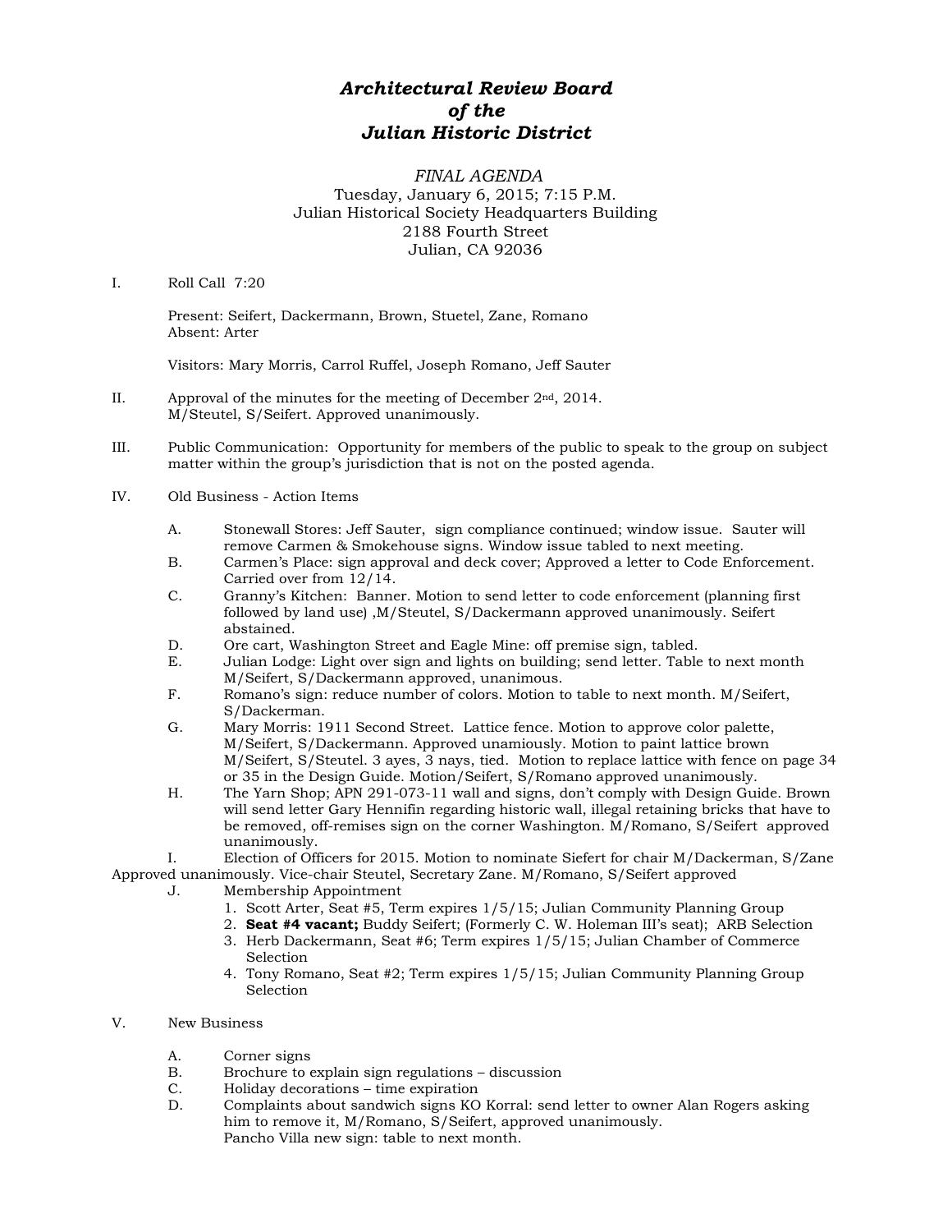# *Architectural Review Board of the Julian Historic District*

*FINAL AGENDA*
Tuesday, January 6, 2015; 7:15 P.M.
Julian Historical Society Headquarters Building
2188 Fourth Street
Julian, CA 92036

I. Roll Call 7:20

Present: Seifert, Dackermann, Brown, Stuetel, Zane, Romano
Absent: Arter

Visitors: Mary Morris, Carrol Ruffel, Joseph Romano, Jeff Sauter

II. Approval of the minutes for the meeting of December 2nd, 2014.
M/Steutel, S/Seifert. Approved unanimously.

III. Public Communication: Opportunity for members of the public to speak to the group on subject matter within the group's jurisdiction that is not on the posted agenda.

IV. Old Business - Action Items

A. Stonewall Stores: Jeff Sauter, sign compliance continued; window issue. Sauter will remove Carmen & Smokehouse signs. Window issue tabled to next meeting.

B. Carmen's Place: sign approval and deck cover; Approved a letter to Code Enforcement. Carried over from 12/14.

C. Granny's Kitchen: Banner. Motion to send letter to code enforcement (planning first followed by land use) ,M/Steutel, S/Dackermann approved unanimously. Seifert abstained.

D. Ore cart, Washington Street and Eagle Mine: off premise sign, tabled.

E. Julian Lodge: Light over sign and lights on building; send letter. Table to next month M/Seifert, S/Dackermann approved, unanimous.

F. Romano's sign: reduce number of colors. Motion to table to next month. M/Seifert, S/Dackerman.

G. Mary Morris: 1911 Second Street. Lattice fence. Motion to approve color palette, M/Seifert, S/Dackermann. Approved unamiously. Motion to paint lattice brown M/Seifert, S/Steutel. 3 ayes, 3 nays, tied. Motion to replace lattice with fence on page 34 or 35 in the Design Guide. Motion/Seifert, S/Romano approved unanimously.

H. The Yarn Shop; APN 291-073-11 wall and signs, don't comply with Design Guide. Brown will send letter Gary Hennifin regarding historic wall, illegal retaining bricks that have to be removed, off-remises sign on the corner Washington. M/Romano, S/Seifert approved unanimously.

I. Election of Officers for 2015. Motion to nominate Siefert for chair M/Dackerman, S/Zane Approved unanimously. Vice-chair Steutel, Secretary Zane. M/Romano, S/Seifert approved

J. Membership Appointment
1. Scott Arter, Seat #5, Term expires 1/5/15; Julian Community Planning Group
2. **Seat #4 vacant;** Buddy Seifert; (Formerly C. W. Holeman III's seat); ARB Selection
3. Herb Dackermann, Seat #6; Term expires 1/5/15; Julian Chamber of Commerce Selection
4. Tony Romano, Seat #2; Term expires 1/5/15; Julian Community Planning Group Selection

V. New Business

A. Corner signs

B. Brochure to explain sign regulations – discussion

C. Holiday decorations – time expiration

D. Complaints about sandwich signs KO Korral: send letter to owner Alan Rogers asking him to remove it, M/Romano, S/Seifert, approved unanimously.
Pancho Villa new sign: table to next month.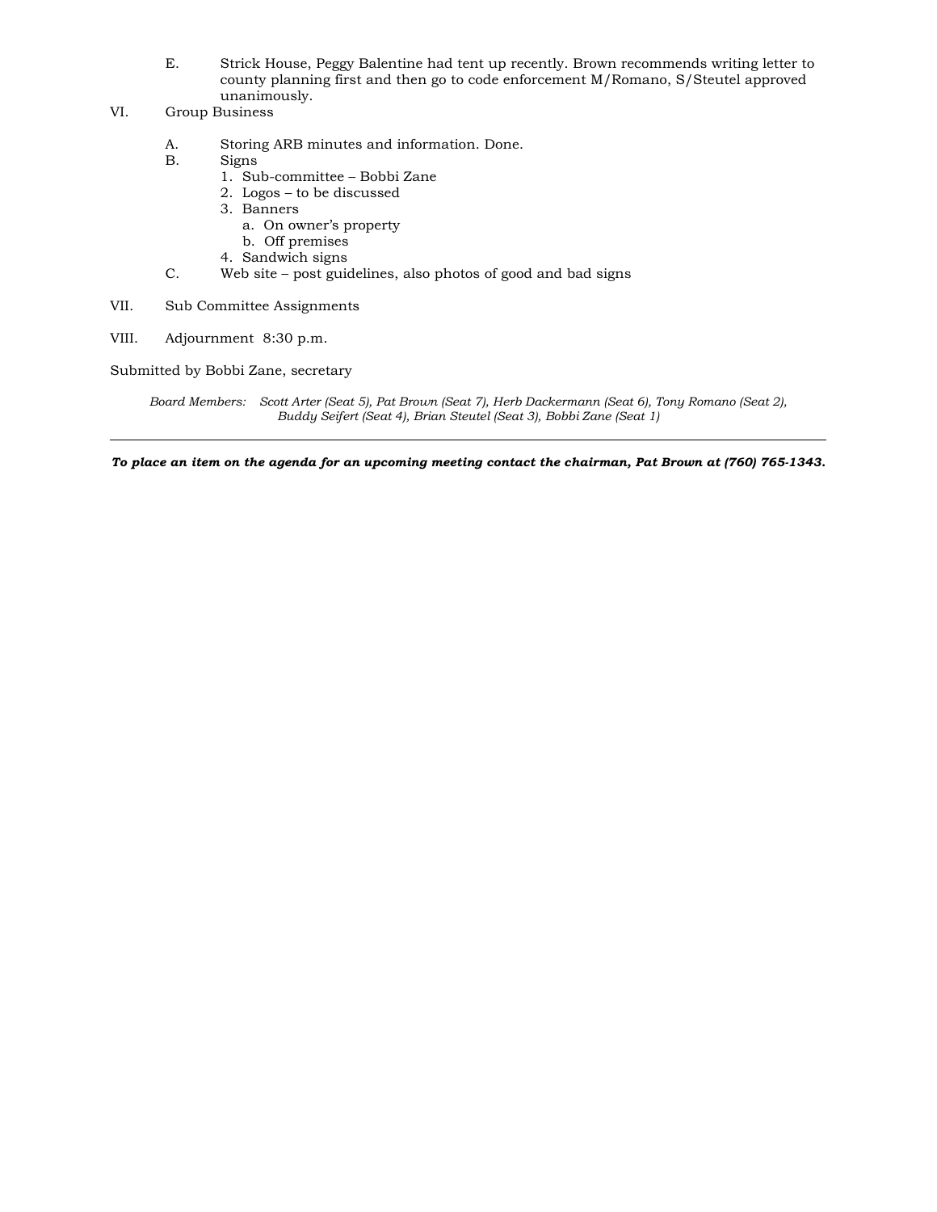E. Strick House, Peggy Balentine had tent up recently. Brown recommends writing letter to county planning first and then go to code enforcement M/Romano, S/Steutel approved unanimously.

VI. Group Business

A. Storing ARB minutes and information. Done.

B. Signs
   1. Sub-committee – Bobbi Zane
   2. Logos – to be discussed
   3. Banners
      a. On owner's property
      b. Off premises
   4. Sandwich signs

C. Web site – post guidelines, also photos of good and bad signs

VII. Sub Committee Assignments

VIII. Adjournment 8:30 p.m.

Submitted by Bobbi Zane, secretary

*Board Members: Scott Arter (Seat 5), Pat Brown (Seat 7), Herb Dackermann (Seat 6), Tony Romano (Seat 2), Buddy Seifert (Seat 4), Brian Steutel (Seat 3), Bobbi Zane (Seat 1)*

---

***To place an item on the agenda for an upcoming meeting contact the chairman, Pat Brown at (760) 765-1343.***